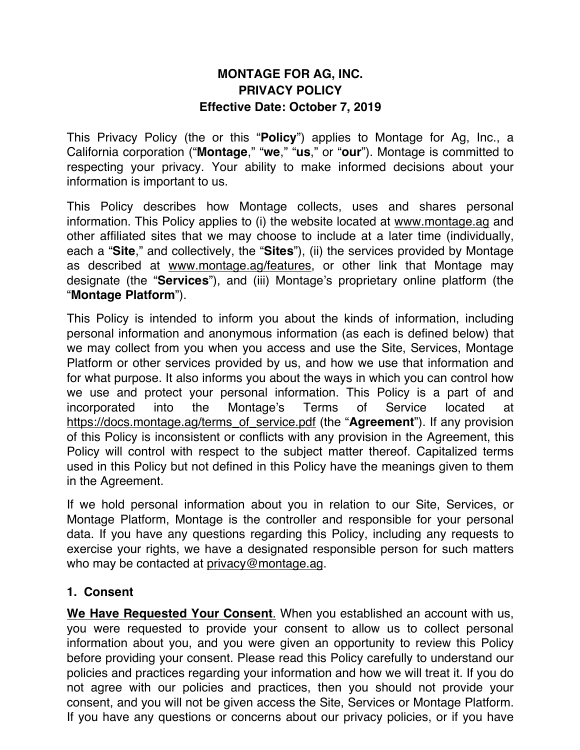# MONTAGE FOR AG, INC.
# PRIVACY POLICY
**Effective Date: October 7, 2019**

This Privacy Policy (the or this "**Policy**") applies to Montage for Ag, Inc., a California corporation ("**Montage**," "**we**," "**us**," or "**our**"). Montage is committed to respecting your privacy. Your ability to make informed decisions about your information is important to us.

This Policy describes how Montage collects, uses and shares personal information. This Policy applies to (i) the website located at www.montage.ag and other affiliated sites that we may choose to include at a later time (individually, each a "**Site**," and collectively, the "**Sites**"), (ii) the services provided by Montage as described at www.montage.ag/features, or other link that Montage may designate (the "**Services**"), and (iii) Montage's proprietary online platform (the "**Montage Platform**").

This Policy is intended to inform you about the kinds of information, including personal information and anonymous information (as each is defined below) that we may collect from you when you access and use the Site, Services, Montage Platform or other services provided by us, and how we use that information and for what purpose. It also informs you about the ways in which you can control how we use and protect your personal information. This Policy is a part of and incorporated into the Montage's Terms of Service located at https://docs.montage.ag/terms_of_service.pdf (the "**Agreement**"). If any provision of this Policy is inconsistent or conflicts with any provision in the Agreement, this Policy will control with respect to the subject matter thereof. Capitalized terms used in this Policy but not defined in this Policy have the meanings given to them in the Agreement.

If we hold personal information about you in relation to our Site, Services, or Montage Platform, Montage is the controller and responsible for your personal data. If you have any questions regarding this Policy, including any requests to exercise your rights, we have a designated responsible person for such matters who may be contacted at privacy@montage.ag.

## 1. Consent

**We Have Requested Your Consent**. When you established an account with us, you were requested to provide your consent to allow us to collect personal information about you, and you were given an opportunity to review this Policy before providing your consent. Please read this Policy carefully to understand our policies and practices regarding your information and how we will treat it. If you do not agree with our policies and practices, then you should not provide your consent, and you will not be given access the Site, Services or Montage Platform. If you have any questions or concerns about our privacy policies, or if you have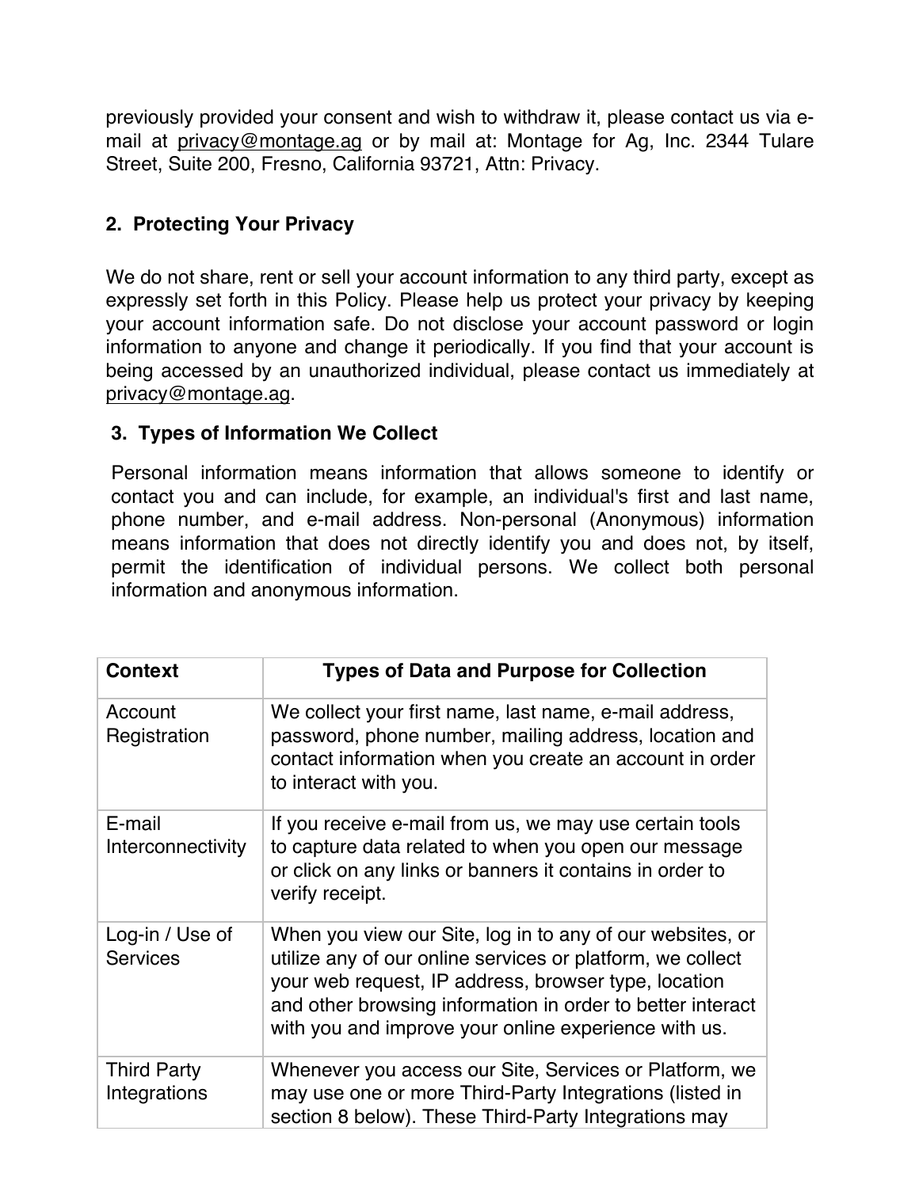previously provided your consent and wish to withdraw it, please contact us via e-mail at privacy@montage.ag or by mail at: Montage for Ag, Inc. 2344 Tulare Street, Suite 200, Fresno, California 93721, Attn: Privacy.

## 2. Protecting Your Privacy

We do not share, rent or sell your account information to any third party, except as expressly set forth in this Policy. Please help us protect your privacy by keeping your account information safe. Do not disclose your account password or login information to anyone and change it periodically. If you find that your account is being accessed by an unauthorized individual, please contact us immediately at privacy@montage.ag.

## 3. Types of Information We Collect

Personal information means information that allows someone to identify or contact you and can include, for example, an individual's first and last name, phone number, and e-mail address. Non-personal (Anonymous) information means information that does not directly identify you and does not, by itself, permit the identification of individual persons. We collect both personal information and anonymous information.

| Context | Types of Data and Purpose for Collection |
| --- | --- |
| Account Registration | We collect your first name, last name, e-mail address, password, phone number, mailing address, location and contact information when you create an account in order to interact with you. |
| E-mail Interconnectivity | If you receive e-mail from us, we may use certain tools to capture data related to when you open our message or click on any links or banners it contains in order to verify receipt. |
| Log-in / Use of Services | When you view our Site, log in to any of our websites, or utilize any of our online services or platform, we collect your web request, IP address, browser type, location and other browsing information in order to better interact with you and improve your online experience with us. |
| Third Party Integrations | Whenever you access our Site, Services or Platform, we may use one or more Third-Party Integrations (listed in section 8 below). These Third-Party Integrations may |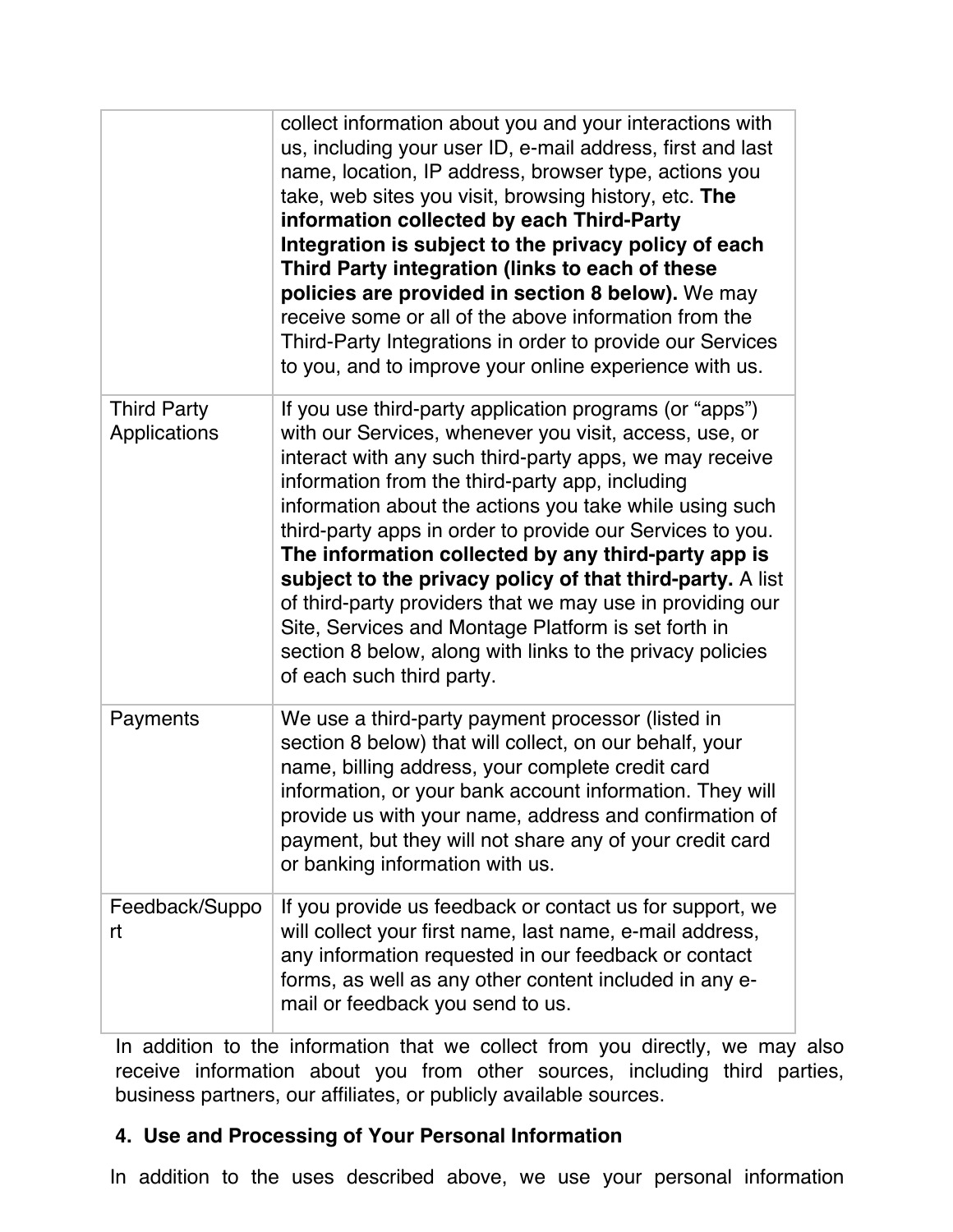| | |
|---|---|
| | collect information about you and your interactions with us, including your user ID, e-mail address, first and last name, location, IP address, browser type, actions you take, web sites you visit, browsing history, etc. **The information collected by each Third-Party Integration is subject to the privacy policy of each Third Party integration (links to each of these policies are provided in section 8 below).** We may receive some or all of the above information from the Third-Party Integrations in order to provide our Services to you, and to improve your online experience with us. |
| Third Party Applications | If you use third-party application programs (or "apps") with our Services, whenever you visit, access, use, or interact with any such third-party apps, we may receive information from the third-party app, including information about the actions you take while using such third-party apps in order to provide our Services to you. **The information collected by any third-party app is subject to the privacy policy of that third-party.** A list of third-party providers that we may use in providing our Site, Services and Montage Platform is set forth in section 8 below, along with links to the privacy policies of each such third party. |
| Payments | We use a third-party payment processor (listed in section 8 below) that will collect, on our behalf, your name, billing address, your complete credit card information, or your bank account information. They will provide us with your name, address and confirmation of payment, but they will not share any of your credit card or banking information with us. |
| Feedback/Support | If you provide us feedback or contact us for support, we will collect your first name, last name, e-mail address, any information requested in our feedback or contact forms, as well as any other content included in any e-mail or feedback you send to us. |

In addition to the information that we collect from you directly, we may also receive information about you from other sources, including third parties, business partners, our affiliates, or publicly available sources.

## 4. Use and Processing of Your Personal Information

In addition to the uses described above, we use your personal information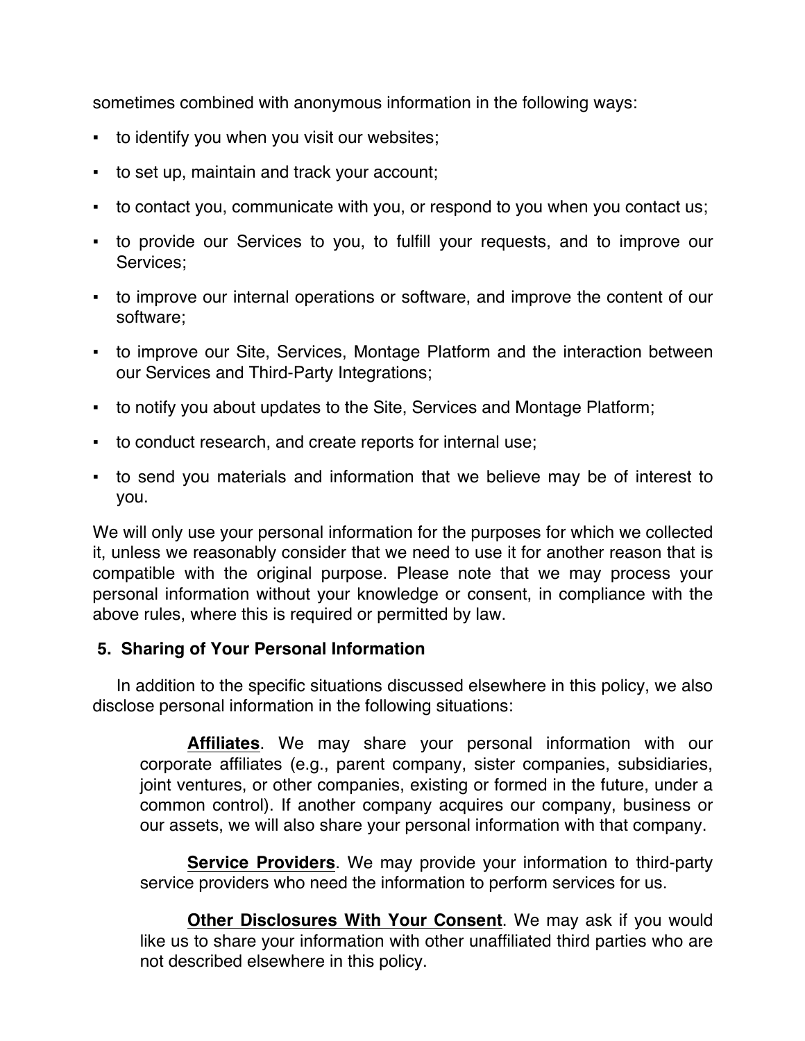sometimes combined with anonymous information in the following ways:

- to identify you when you visit our websites;
- to set up, maintain and track your account;
- to contact you, communicate with you, or respond to you when you contact us;
- to provide our Services to you, to fulfill your requests, and to improve our Services;
- to improve our internal operations or software, and improve the content of our software;
- to improve our Site, Services, Montage Platform and the interaction between our Services and Third-Party Integrations;
- to notify you about updates to the Site, Services and Montage Platform;
- to conduct research, and create reports for internal use;
- to send you materials and information that we believe may be of interest to you.

We will only use your personal information for the purposes for which we collected it, unless we reasonably consider that we need to use it for another reason that is compatible with the original purpose. Please note that we may process your personal information without your knowledge or consent, in compliance with the above rules, where this is required or permitted by law.

## 5. Sharing of Your Personal Information

In addition to the specific situations discussed elsewhere in this policy, we also disclose personal information in the following situations:

**Affiliates**. We may share your personal information with our corporate affiliates (e.g., parent company, sister companies, subsidiaries, joint ventures, or other companies, existing or formed in the future, under a common control). If another company acquires our company, business or our assets, we will also share your personal information with that company.

**Service Providers**. We may provide your information to third-party service providers who need the information to perform services for us.

**Other Disclosures With Your Consent**. We may ask if you would like us to share your information with other unaffiliated third parties who are not described elsewhere in this policy.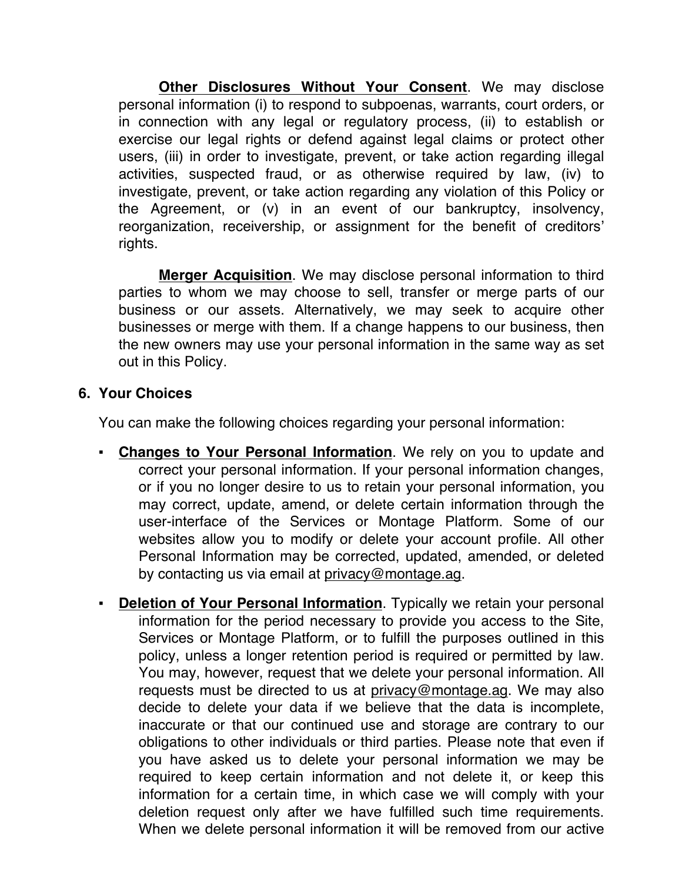**Other Disclosures Without Your Consent**. We may disclose personal information (i) to respond to subpoenas, warrants, court orders, or in connection with any legal or regulatory process, (ii) to establish or exercise our legal rights or defend against legal claims or protect other users, (iii) in order to investigate, prevent, or take action regarding illegal activities, suspected fraud, or as otherwise required by law, (iv) to investigate, prevent, or take action regarding any violation of this Policy or the Agreement, or (v) in an event of our bankruptcy, insolvency, reorganization, receivership, or assignment for the benefit of creditors' rights.

**Merger Acquisition**. We may disclose personal information to third parties to whom we may choose to sell, transfer or merge parts of our business or our assets. Alternatively, we may seek to acquire other businesses or merge with them. If a change happens to our business, then the new owners may use your personal information in the same way as set out in this Policy.

## 6. Your Choices

You can make the following choices regarding your personal information:

- **Changes to Your Personal Information**. We rely on you to update and correct your personal information. If your personal information changes, or if you no longer desire to us to retain your personal information, you may correct, update, amend, or delete certain information through the user-interface of the Services or Montage Platform. Some of our websites allow you to modify or delete your account profile. All other Personal Information may be corrected, updated, amended, or deleted by contacting us via email at privacy@montage.ag.

- **Deletion of Your Personal Information**. Typically we retain your personal information for the period necessary to provide you access to the Site, Services or Montage Platform, or to fulfill the purposes outlined in this policy, unless a longer retention period is required or permitted by law. You may, however, request that we delete your personal information. All requests must be directed to us at privacy@montage.ag. We may also decide to delete your data if we believe that the data is incomplete, inaccurate or that our continued use and storage are contrary to our obligations to other individuals or third parties. Please note that even if you have asked us to delete your personal information we may be required to keep certain information and not delete it, or keep this information for a certain time, in which case we will comply with your deletion request only after we have fulfilled such time requirements. When we delete personal information it will be removed from our active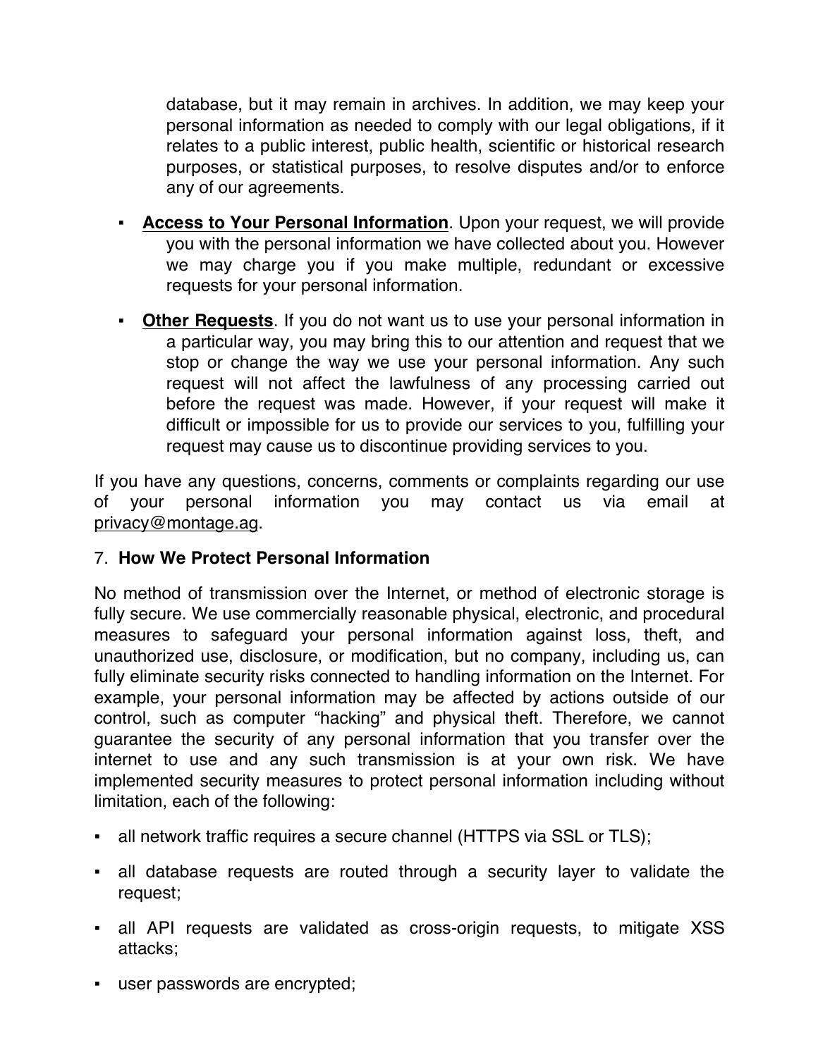database, but it may remain in archives. In addition, we may keep your personal information as needed to comply with our legal obligations, if it relates to a public interest, public health, scientific or historical research purposes, or statistical purposes, to resolve disputes and/or to enforce any of our agreements.

- **Access to Your Personal Information**. Upon your request, we will provide you with the personal information we have collected about you. However we may charge you if you make multiple, redundant or excessive requests for your personal information.

- **Other Requests**. If you do not want us to use your personal information in a particular way, you may bring this to our attention and request that we stop or change the way we use your personal information. Any such request will not affect the lawfulness of any processing carried out before the request was made. However, if your request will make it difficult or impossible for us to provide our services to you, fulfilling your request may cause us to discontinue providing services to you.

If you have any questions, concerns, comments or complaints regarding our use of your personal information you may contact us via email at privacy@montage.ag.

## 7. How We Protect Personal Information

No method of transmission over the Internet, or method of electronic storage is fully secure. We use commercially reasonable physical, electronic, and procedural measures to safeguard your personal information against loss, theft, and unauthorized use, disclosure, or modification, but no company, including us, can fully eliminate security risks connected to handling information on the Internet. For example, your personal information may be affected by actions outside of our control, such as computer "hacking" and physical theft. Therefore, we cannot guarantee the security of any personal information that you transfer over the internet to use and any such transmission is at your own risk. We have implemented security measures to protect personal information including without limitation, each of the following:

- all network traffic requires a secure channel (HTTPS via SSL or TLS);
- all database requests are routed through a security layer to validate the request;
- all API requests are validated as cross-origin requests, to mitigate XSS attacks;
- user passwords are encrypted;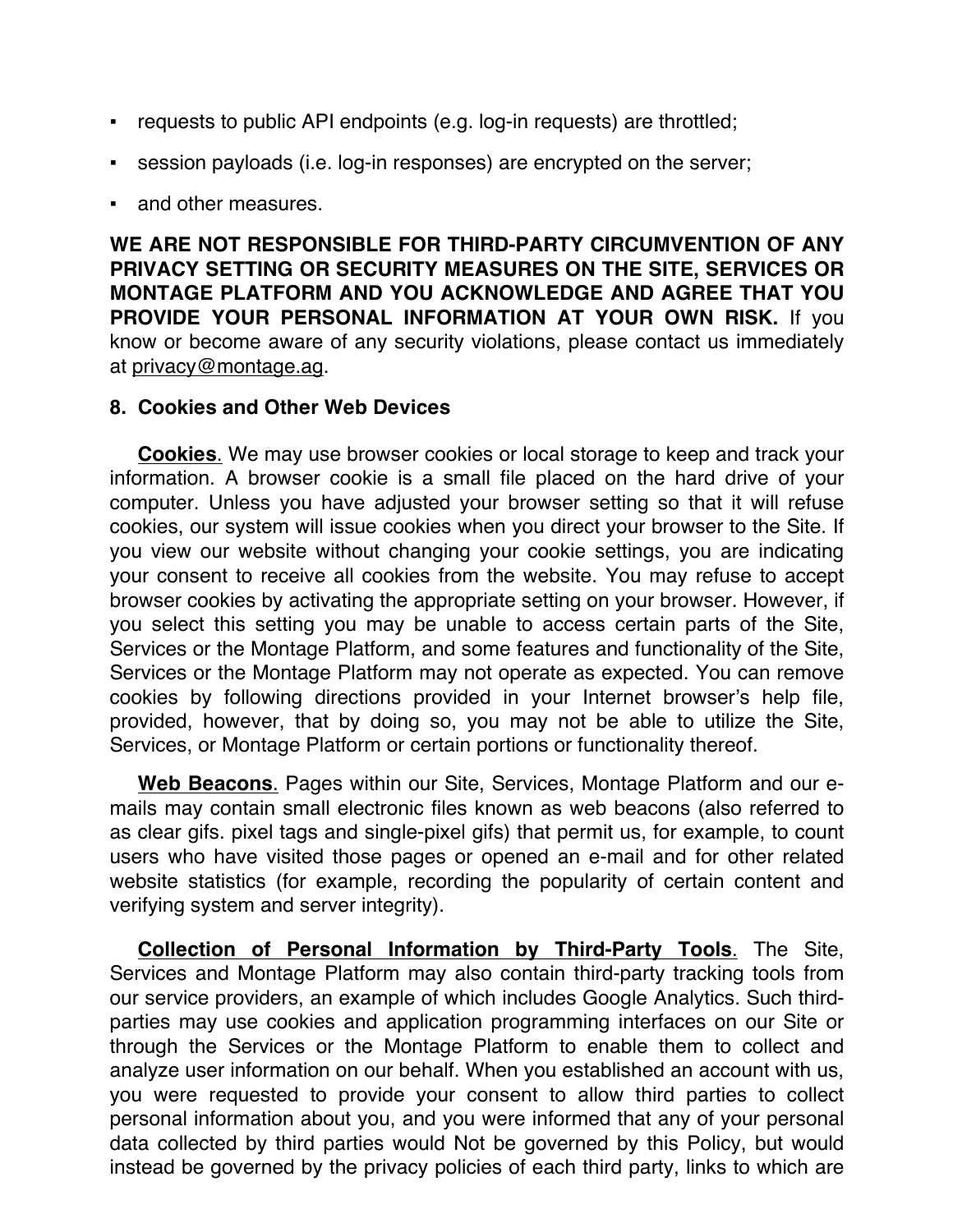- requests to public API endpoints (e.g. log-in requests) are throttled;
- session payloads (i.e. log-in responses) are encrypted on the server;
- and other measures.

**WE ARE NOT RESPONSIBLE FOR THIRD-PARTY CIRCUMVENTION OF ANY PRIVACY SETTING OR SECURITY MEASURES ON THE SITE, SERVICES OR MONTAGE PLATFORM AND YOU ACKNOWLEDGE AND AGREE THAT YOU PROVIDE YOUR PERSONAL INFORMATION AT YOUR OWN RISK.** If you know or become aware of any security violations, please contact us immediately at privacy@montage.ag.

## 8. Cookies and Other Web Devices

**Cookies**. We may use browser cookies or local storage to keep and track your information. A browser cookie is a small file placed on the hard drive of your computer. Unless you have adjusted your browser setting so that it will refuse cookies, our system will issue cookies when you direct your browser to the Site. If you view our website without changing your cookie settings, you are indicating your consent to receive all cookies from the website. You may refuse to accept browser cookies by activating the appropriate setting on your browser. However, if you select this setting you may be unable to access certain parts of the Site, Services or the Montage Platform, and some features and functionality of the Site, Services or the Montage Platform may not operate as expected. You can remove cookies by following directions provided in your Internet browser's help file, provided, however, that by doing so, you may not be able to utilize the Site, Services, or Montage Platform or certain portions or functionality thereof.

**Web Beacons**. Pages within our Site, Services, Montage Platform and our e-mails may contain small electronic files known as web beacons (also referred to as clear gifs. pixel tags and single-pixel gifs) that permit us, for example, to count users who have visited those pages or opened an e-mail and for other related website statistics (for example, recording the popularity of certain content and verifying system and server integrity).

**Collection of Personal Information by Third-Party Tools**. The Site, Services and Montage Platform may also contain third-party tracking tools from our service providers, an example of which includes Google Analytics. Such third-parties may use cookies and application programming interfaces on our Site or through the Services or the Montage Platform to enable them to collect and analyze user information on our behalf. When you established an account with us, you were requested to provide your consent to allow third parties to collect personal information about you, and you were informed that any of your personal data collected by third parties would Not be governed by this Policy, but would instead be governed by the privacy policies of each third party, links to which are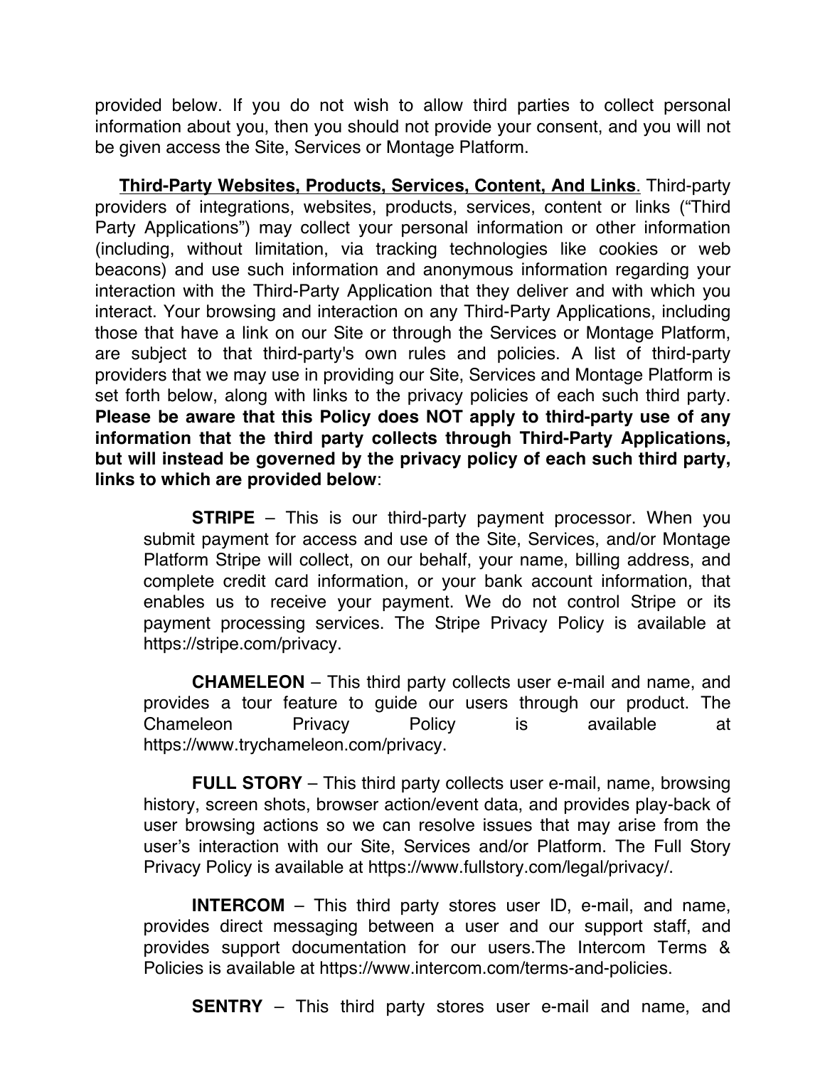provided below. If you do not wish to allow third parties to collect personal information about you, then you should not provide your consent, and you will not be given access the Site, Services or Montage Platform.

**Third-Party Websites, Products, Services, Content, And Links**. Third-party providers of integrations, websites, products, services, content or links ("Third Party Applications") may collect your personal information or other information (including, without limitation, via tracking technologies like cookies or web beacons) and use such information and anonymous information regarding your interaction with the Third-Party Application that they deliver and with which you interact. Your browsing and interaction on any Third-Party Applications, including those that have a link on our Site or through the Services or Montage Platform, are subject to that third-party's own rules and policies. A list of third-party providers that we may use in providing our Site, Services and Montage Platform is set forth below, along with links to the privacy policies of each such third party. **Please be aware that this Policy does NOT apply to third-party use of any information that the third party collects through Third-Party Applications, but will instead be governed by the privacy policy of each such third party, links to which are provided below**:

**STRIPE** – This is our third-party payment processor. When you submit payment for access and use of the Site, Services, and/or Montage Platform Stripe will collect, on our behalf, your name, billing address, and complete credit card information, or your bank account information, that enables us to receive your payment. We do not control Stripe or its payment processing services. The Stripe Privacy Policy is available at https://stripe.com/privacy.

**CHAMELEON** – This third party collects user e-mail and name, and provides a tour feature to guide our users through our product. The Chameleon Privacy Policy is available at https://www.trychameleon.com/privacy.

**FULL STORY** – This third party collects user e-mail, name, browsing history, screen shots, browser action/event data, and provides play-back of user browsing actions so we can resolve issues that may arise from the user's interaction with our Site, Services and/or Platform. The Full Story Privacy Policy is available at https://www.fullstory.com/legal/privacy/.

**INTERCOM** – This third party stores user ID, e-mail, and name, provides direct messaging between a user and our support staff, and provides support documentation for our users.The Intercom Terms & Policies is available at https://www.intercom.com/terms-and-policies.

**SENTRY** – This third party stores user e-mail and name, and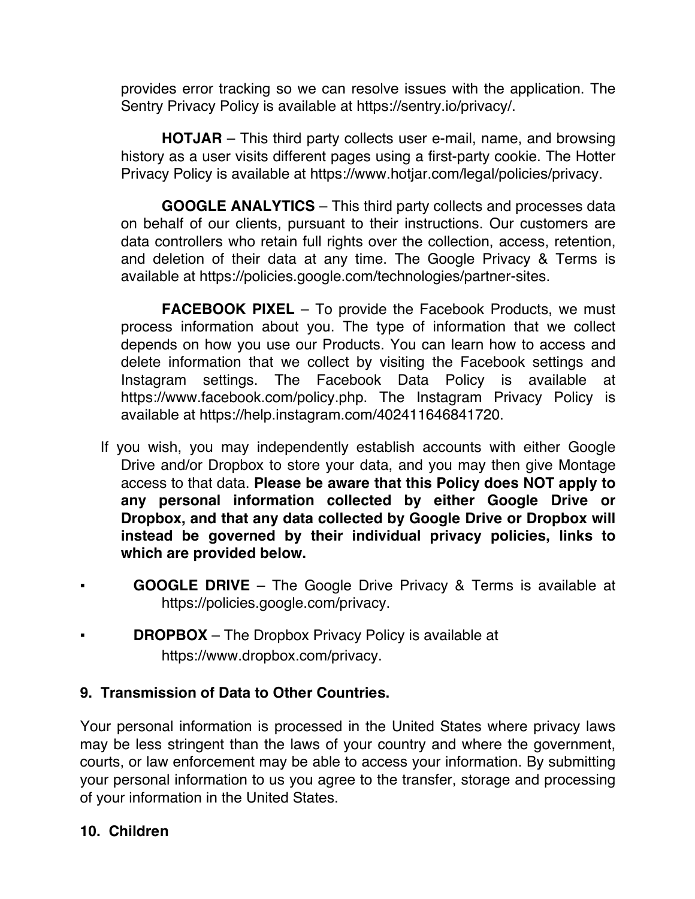provides error tracking so we can resolve issues with the application. The Sentry Privacy Policy is available at https://sentry.io/privacy/.

**HOTJAR** – This third party collects user e-mail, name, and browsing history as a user visits different pages using a first-party cookie. The Hotter Privacy Policy is available at https://www.hotjar.com/legal/policies/privacy.

**GOOGLE ANALYTICS** – This third party collects and processes data on behalf of our clients, pursuant to their instructions. Our customers are data controllers who retain full rights over the collection, access, retention, and deletion of their data at any time. The Google Privacy & Terms is available at https://policies.google.com/technologies/partner-sites.

**FACEBOOK PIXEL** – To provide the Facebook Products, we must process information about you. The type of information that we collect depends on how you use our Products. You can learn how to access and delete information that we collect by visiting the Facebook settings and Instagram settings. The Facebook Data Policy is available at https://www.facebook.com/policy.php. The Instagram Privacy Policy is available at https://help.instagram.com/402411646841720.

If you wish, you may independently establish accounts with either Google Drive and/or Dropbox to store your data, and you may then give Montage access to that data. **Please be aware that this Policy does NOT apply to any personal information collected by either Google Drive or Dropbox, and that any data collected by Google Drive or Dropbox will instead be governed by their individual privacy policies, links to which are provided below.**

- **GOOGLE DRIVE** – The Google Drive Privacy & Terms is available at https://policies.google.com/privacy.
- **DROPBOX** – The Dropbox Privacy Policy is available at https://www.dropbox.com/privacy.

**9. Transmission of Data to Other Countries.**

Your personal information is processed in the United States where privacy laws may be less stringent than the laws of your country and where the government, courts, or law enforcement may be able to access your information. By submitting your personal information to us you agree to the transfer, storage and processing of your information in the United States.

**10. Children**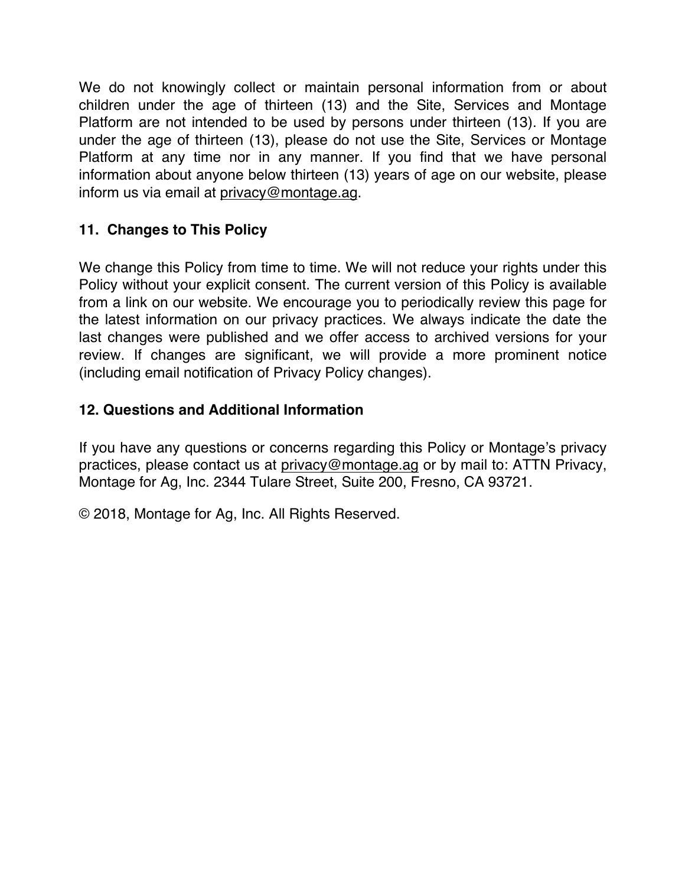We do not knowingly collect or maintain personal information from or about children under the age of thirteen (13) and the Site, Services and Montage Platform are not intended to be used by persons under thirteen (13). If you are under the age of thirteen (13), please do not use the Site, Services or Montage Platform at any time nor in any manner. If you find that we have personal information about anyone below thirteen (13) years of age on our website, please inform us via email at privacy@montage.ag.

## 11. Changes to This Policy

We change this Policy from time to time. We will not reduce your rights under this Policy without your explicit consent. The current version of this Policy is available from a link on our website. We encourage you to periodically review this page for the latest information on our privacy practices. We always indicate the date the last changes were published and we offer access to archived versions for your review. If changes are significant, we will provide a more prominent notice (including email notification of Privacy Policy changes).

## 12. Questions and Additional Information

If you have any questions or concerns regarding this Policy or Montage's privacy practices, please contact us at privacy@montage.ag or by mail to: ATTN Privacy, Montage for Ag, Inc. 2344 Tulare Street, Suite 200, Fresno, CA 93721.

© 2018, Montage for Ag, Inc. All Rights Reserved.